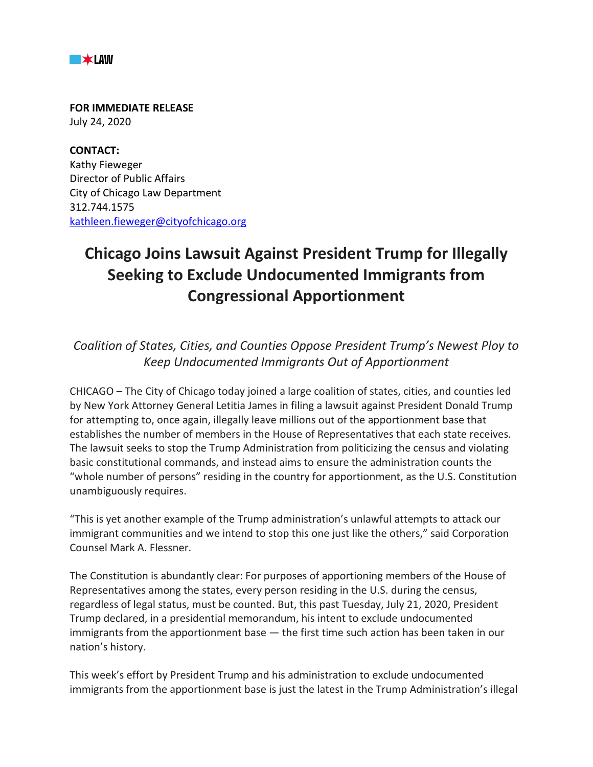★LAW

**FOR IMMEDIATE RELEASE**
July 24, 2020

**CONTACT:**
Kathy Fieweger
Director of Public Affairs
City of Chicago Law Department
312.744.1575
kathleen.fieweger@cityofchicago.org

# Chicago Joins Lawsuit Against President Trump for Illegally Seeking to Exclude Undocumented Immigrants from Congressional Apportionment

*Coalition of States, Cities, and Counties Oppose President Trump's Newest Ploy to Keep Undocumented Immigrants Out of Apportionment*

CHICAGO – The City of Chicago today joined a large coalition of states, cities, and counties led by New York Attorney General Letitia James in filing a lawsuit against President Donald Trump for attempting to, once again, illegally leave millions out of the apportionment base that establishes the number of members in the House of Representatives that each state receives. The lawsuit seeks to stop the Trump Administration from politicizing the census and violating basic constitutional commands, and instead aims to ensure the administration counts the "whole number of persons" residing in the country for apportionment, as the U.S. Constitution unambiguously requires.

"This is yet another example of the Trump administration's unlawful attempts to attack our immigrant communities and we intend to stop this one just like the others," said Corporation Counsel Mark A. Flessner.

The Constitution is abundantly clear: For purposes of apportioning members of the House of Representatives among the states, every person residing in the U.S. during the census, regardless of legal status, must be counted. But, this past Tuesday, July 21, 2020, President Trump declared, in a presidential memorandum, his intent to exclude undocumented immigrants from the apportionment base — the first time such action has been taken in our nation's history.

This week's effort by President Trump and his administration to exclude undocumented immigrants from the apportionment base is just the latest in the Trump Administration's illegal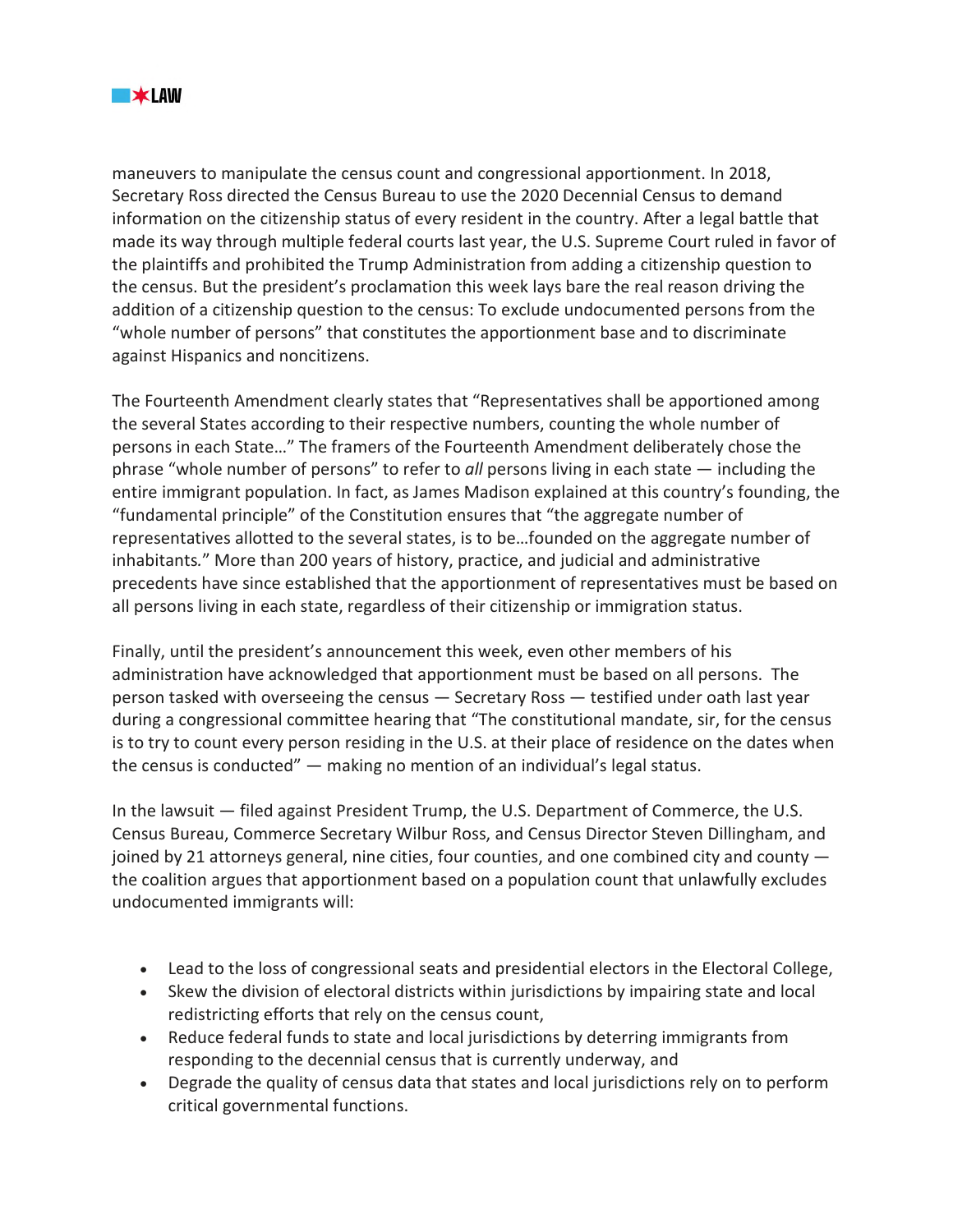maneuvers to manipulate the census count and congressional apportionment. In 2018, Secretary Ross directed the Census Bureau to use the 2020 Decennial Census to demand information on the citizenship status of every resident in the country. After a legal battle that made its way through multiple federal courts last year, the U.S. Supreme Court ruled in favor of the plaintiffs and prohibited the Trump Administration from adding a citizenship question to the census. But the president's proclamation this week lays bare the real reason driving the addition of a citizenship question to the census: To exclude undocumented persons from the "whole number of persons" that constitutes the apportionment base and to discriminate against Hispanics and noncitizens.

The Fourteenth Amendment clearly states that "Representatives shall be apportioned among the several States according to their respective numbers, counting the whole number of persons in each State…" The framers of the Fourteenth Amendment deliberately chose the phrase "whole number of persons" to refer to *all* persons living in each state — including the entire immigrant population. In fact, as James Madison explained at this country's founding, the "fundamental principle" of the Constitution ensures that "the aggregate number of representatives allotted to the several states, is to be…founded on the aggregate number of inhabitants." More than 200 years of history, practice, and judicial and administrative precedents have since established that the apportionment of representatives must be based on all persons living in each state, regardless of their citizenship or immigration status.

Finally, until the president's announcement this week, even other members of his administration have acknowledged that apportionment must be based on all persons. The person tasked with overseeing the census — Secretary Ross — testified under oath last year during a congressional committee hearing that "The constitutional mandate, sir, for the census is to try to count every person residing in the U.S. at their place of residence on the dates when the census is conducted" — making no mention of an individual's legal status.

In the lawsuit — filed against President Trump, the U.S. Department of Commerce, the U.S. Census Bureau, Commerce Secretary Wilbur Ross, and Census Director Steven Dillingham, and joined by 21 attorneys general, nine cities, four counties, and one combined city and county — the coalition argues that apportionment based on a population count that unlawfully excludes undocumented immigrants will:

- Lead to the loss of congressional seats and presidential electors in the Electoral College,
- Skew the division of electoral districts within jurisdictions by impairing state and local redistricting efforts that rely on the census count,
- Reduce federal funds to state and local jurisdictions by deterring immigrants from responding to the decennial census that is currently underway, and
- Degrade the quality of census data that states and local jurisdictions rely on to perform critical governmental functions.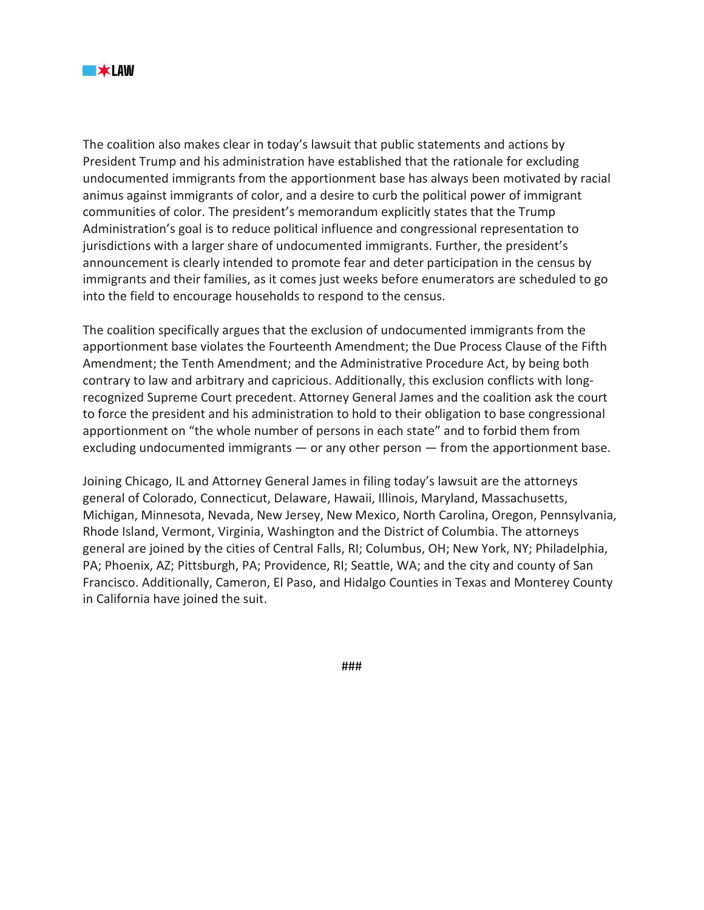The coalition also makes clear in today's lawsuit that public statements and actions by President Trump and his administration have established that the rationale for excluding undocumented immigrants from the apportionment base has always been motivated by racial animus against immigrants of color, and a desire to curb the political power of immigrant communities of color. The president's memorandum explicitly states that the Trump Administration's goal is to reduce political influence and congressional representation to jurisdictions with a larger share of undocumented immigrants. Further, the president's announcement is clearly intended to promote fear and deter participation in the census by immigrants and their families, as it comes just weeks before enumerators are scheduled to go into the field to encourage households to respond to the census.

The coalition specifically argues that the exclusion of undocumented immigrants from the apportionment base violates the Fourteenth Amendment; the Due Process Clause of the Fifth Amendment; the Tenth Amendment; and the Administrative Procedure Act, by being both contrary to law and arbitrary and capricious. Additionally, this exclusion conflicts with long-recognized Supreme Court precedent. Attorney General James and the coalition ask the court to force the president and his administration to hold to their obligation to base congressional apportionment on "the whole number of persons in each state" and to forbid them from excluding undocumented immigrants — or any other person — from the apportionment base.

Joining Chicago, IL and Attorney General James in filing today's lawsuit are the attorneys general of Colorado, Connecticut, Delaware, Hawaii, Illinois, Maryland, Massachusetts, Michigan, Minnesota, Nevada, New Jersey, New Mexico, North Carolina, Oregon, Pennsylvania, Rhode Island, Vermont, Virginia, Washington and the District of Columbia. The attorneys general are joined by the cities of Central Falls, RI; Columbus, OH; New York, NY; Philadelphia, PA; Phoenix, AZ; Pittsburgh, PA; Providence, RI; Seattle, WA; and the city and county of San Francisco. Additionally, Cameron, El Paso, and Hidalgo Counties in Texas and Monterey County in California have joined the suit.

###